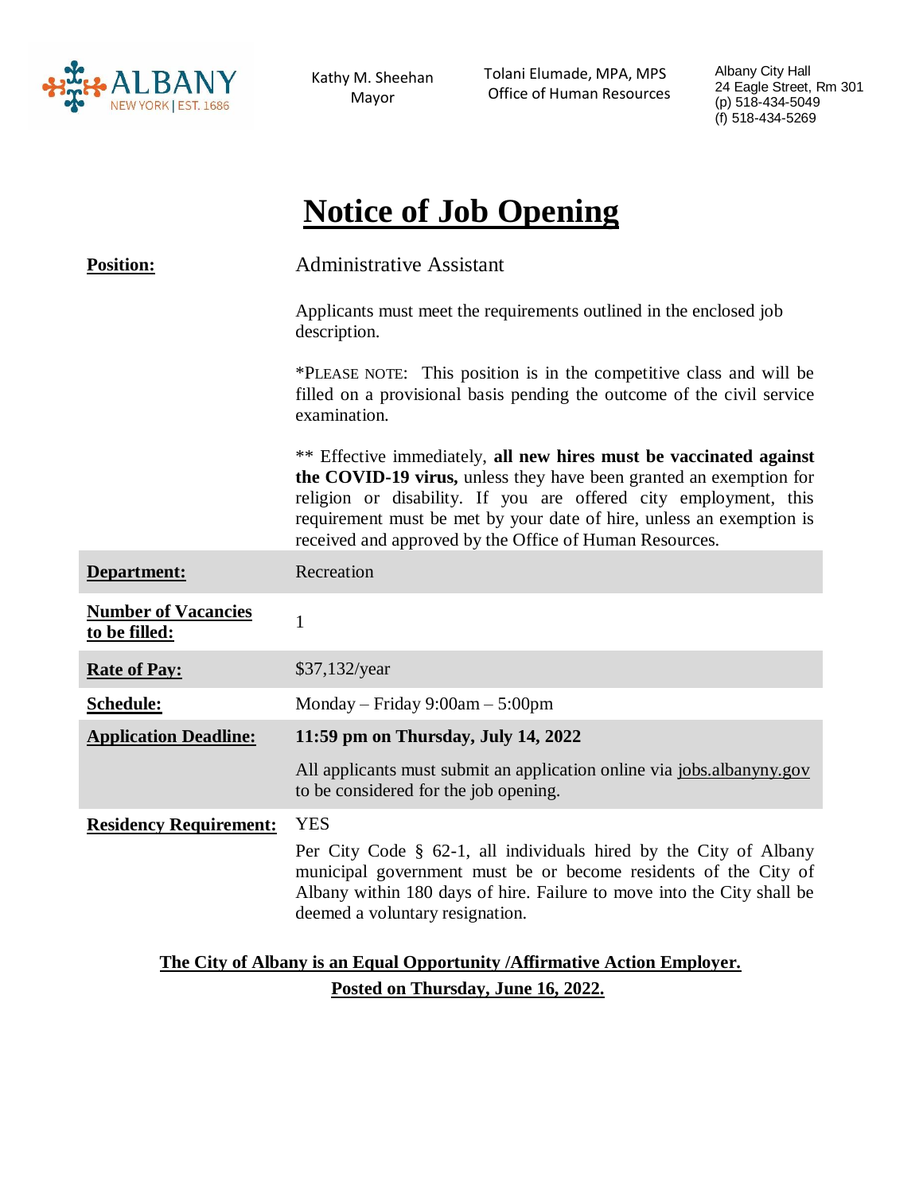Kathy M. Sheehan
Mayor

Tolani Elumade, MPA, MPS
Office of Human Resources

Albany City Hall
24 Eagle Street, Rm 301
(p) 518-434-5049
(f) 518-434-5269

# Notice of Job Opening

| | |
|---|---|
| **Position:** | Administrative Assistant<br><br>Applicants must meet the requirements outlined in the enclosed job description.<br><br>*PLEASE NOTE: This position is in the competitive class and will be filled on a provisional basis pending the outcome of the civil service examination.<br><br>** Effective immediately, **all new hires must be vaccinated against the COVID-19 virus,** unless they have been granted an exemption for religion or disability. If you are offered city employment, this requirement must be met by your date of hire, unless an exemption is received and approved by the Office of Human Resources. |
| **Department:** | Recreation |
| **Number of Vacancies to be filled:** | 1 |
| **Rate of Pay:** | $37,132/year |
| **Schedule:** | Monday – Friday 9:00am – 5:00pm |
| **Application Deadline:** | **11:59 pm on Thursday, July 14, 2022**<br><br>All applicants must submit an application online via jobs.albanyny.gov to be considered for the job opening. |
| **Residency Requirement:** | YES<br><br>Per City Code § 62-1, all individuals hired by the City of Albany municipal government must be or become residents of the City of Albany within 180 days of hire. Failure to move into the City shall be deemed a voluntary resignation. |

**The City of Albany is an Equal Opportunity /Affirmative Action Employer.**

**Posted on Thursday, June 16, 2022.**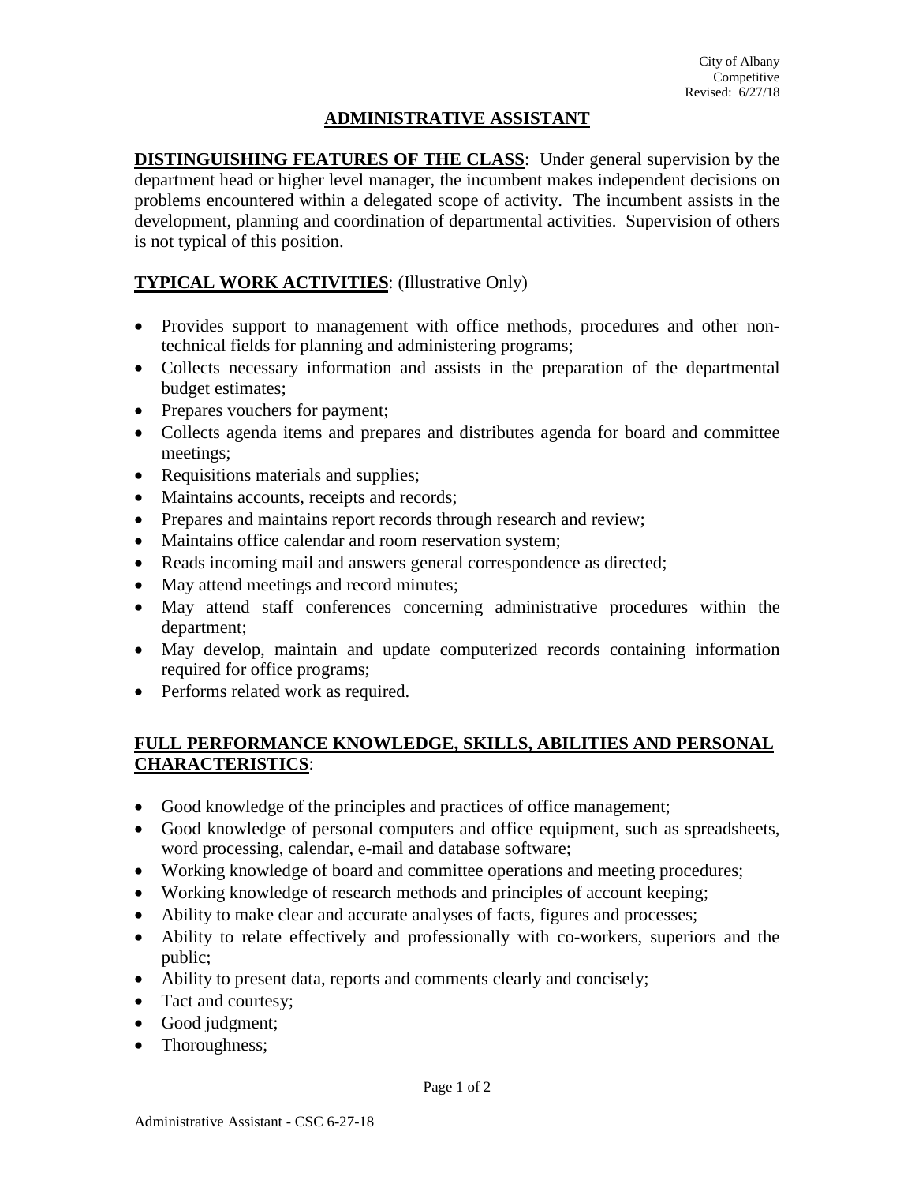City of Albany
Competitive
Revised: 6/27/18

# ADMINISTRATIVE ASSISTANT

**DISTINGUISHING FEATURES OF THE CLASS**: Under general supervision by the department head or higher level manager, the incumbent makes independent decisions on problems encountered within a delegated scope of activity. The incumbent assists in the development, planning and coordination of departmental activities. Supervision of others is not typical of this position.

**TYPICAL WORK ACTIVITIES**: (Illustrative Only)

- Provides support to management with office methods, procedures and other non-technical fields for planning and administering programs;
- Collects necessary information and assists in the preparation of the departmental budget estimates;
- Prepares vouchers for payment;
- Collects agenda items and prepares and distributes agenda for board and committee meetings;
- Requisitions materials and supplies;
- Maintains accounts, receipts and records;
- Prepares and maintains report records through research and review;
- Maintains office calendar and room reservation system;
- Reads incoming mail and answers general correspondence as directed;
- May attend meetings and record minutes;
- May attend staff conferences concerning administrative procedures within the department;
- May develop, maintain and update computerized records containing information required for office programs;
- Performs related work as required.

**FULL PERFORMANCE KNOWLEDGE, SKILLS, ABILITIES AND PERSONAL CHARACTERISTICS**:

- Good knowledge of the principles and practices of office management;
- Good knowledge of personal computers and office equipment, such as spreadsheets, word processing, calendar, e-mail and database software;
- Working knowledge of board and committee operations and meeting procedures;
- Working knowledge of research methods and principles of account keeping;
- Ability to make clear and accurate analyses of facts, figures and processes;
- Ability to relate effectively and professionally with co-workers, superiors and the public;
- Ability to present data, reports and comments clearly and concisely;
- Tact and courtesy;
- Good judgment;
- Thoroughness;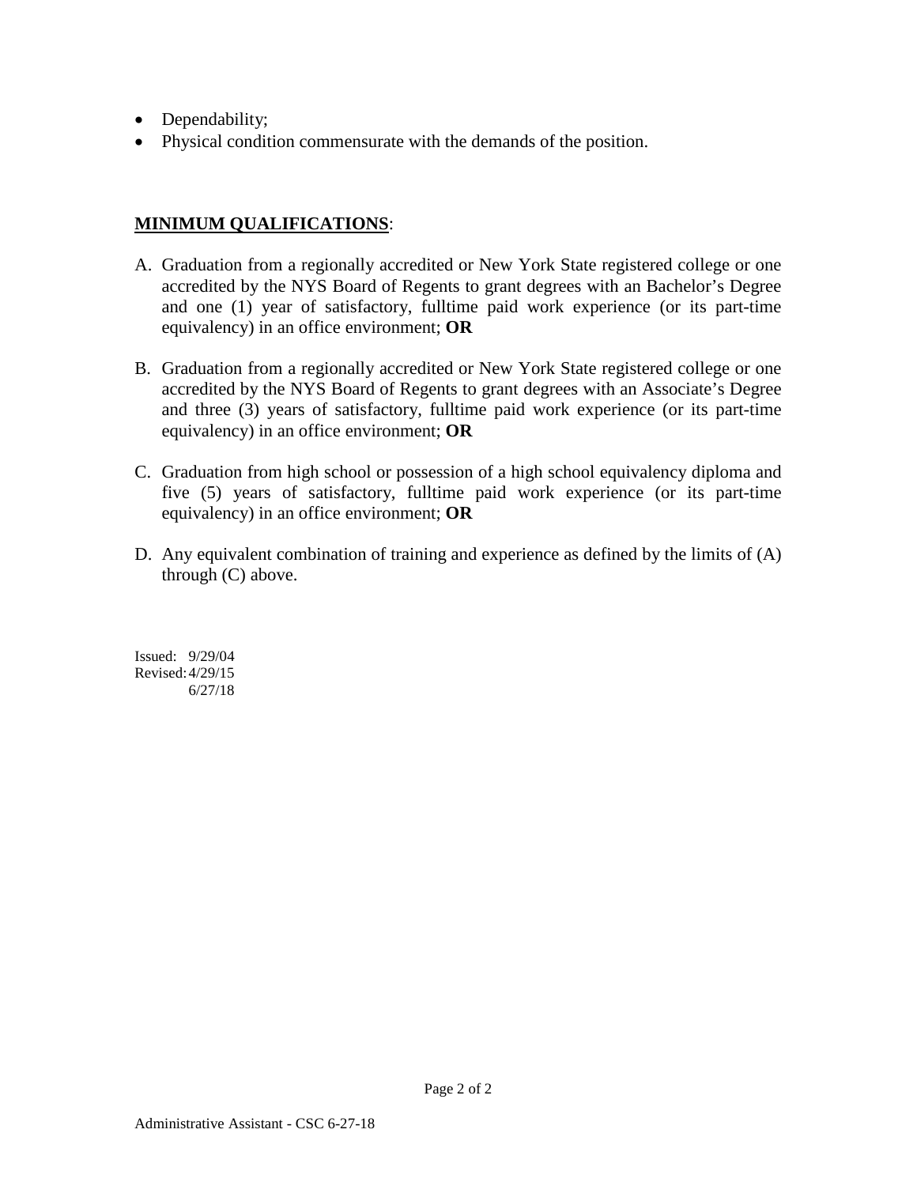- Dependability;
- Physical condition commensurate with the demands of the position.

## MINIMUM QUALIFICATIONS:

A. Graduation from a regionally accredited or New York State registered college or one accredited by the NYS Board of Regents to grant degrees with an Bachelor's Degree and one (1) year of satisfactory, fulltime paid work experience (or its part-time equivalency) in an office environment; **OR**

B. Graduation from a regionally accredited or New York State registered college or one accredited by the NYS Board of Regents to grant degrees with an Associate's Degree and three (3) years of satisfactory, fulltime paid work experience (or its part-time equivalency) in an office environment; **OR**

C. Graduation from high school or possession of a high school equivalency diploma and five (5) years of satisfactory, fulltime paid work experience (or its part-time equivalency) in an office environment; **OR**

D. Any equivalent combination of training and experience as defined by the limits of (A) through (C) above.

Issued: 9/29/04
Revised: 4/29/15
6/27/18